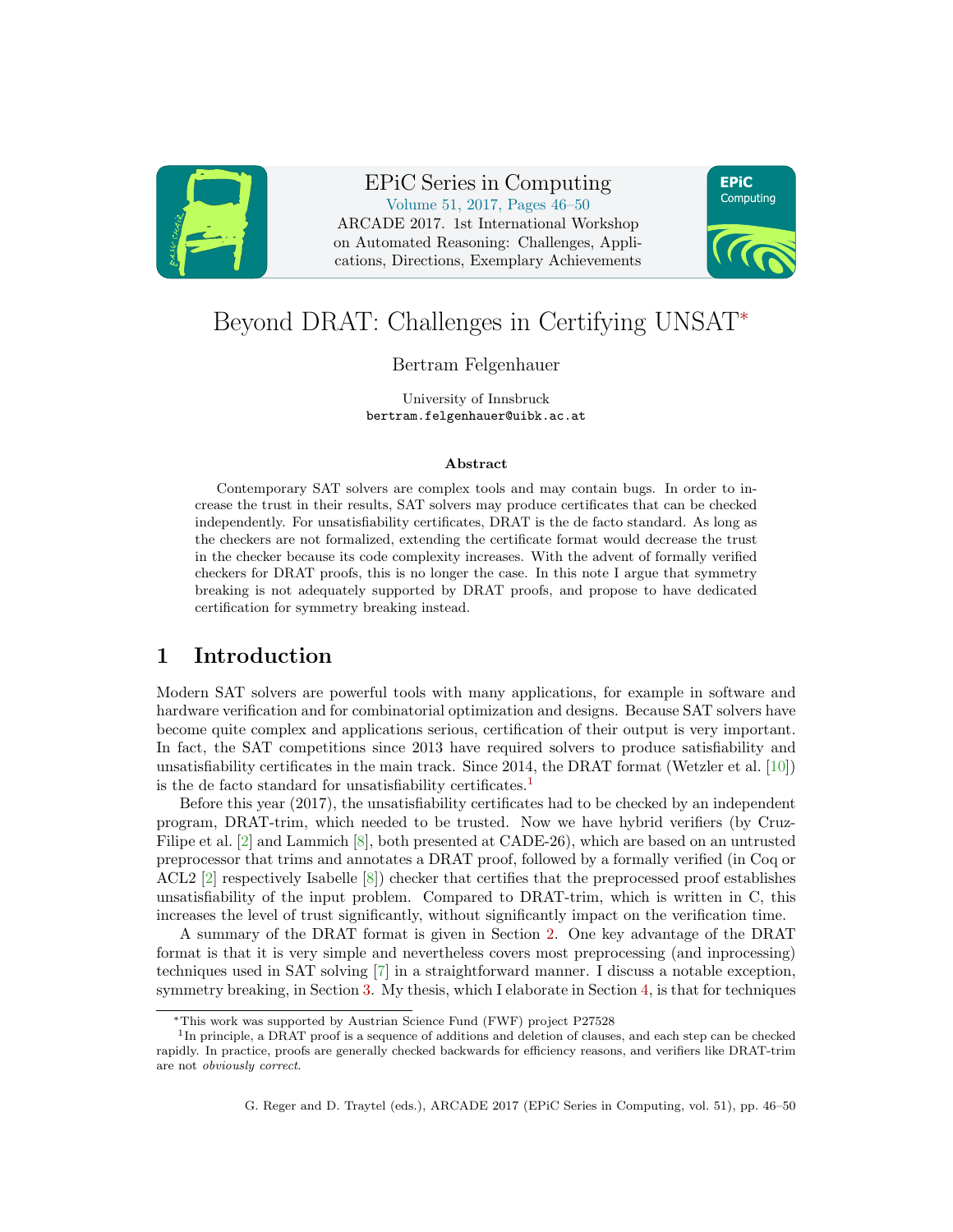# Beyond DRAT: Challenges in Certifying UNSAT*

Bertram Felgenhauer

University of Innsbruck
bertram.felgenhauer@uibk.ac.at

### Abstract

Contemporary SAT solvers are complex tools and may contain bugs. In order to increase the trust in their results, SAT solvers may produce certificates that can be checked independently. For unsatisfiability certificates, DRAT is the de facto standard. As long as the checkers are not formalized, extending the certificate format would decrease the trust in the checker because its code complexity increases. With the advent of formally verified checkers for DRAT proofs, this is no longer the case. In this note I argue that symmetry breaking is not adequately supported by DRAT proofs, and propose to have dedicated certification for symmetry breaking instead.

## 1 Introduction

Modern SAT solvers are powerful tools with many applications, for example in software and hardware verification and for combinatorial optimization and designs. Because SAT solvers have become quite complex and applications serious, certification of their output is very important. In fact, the SAT competitions since 2013 have required solvers to produce satisfiability and unsatisfiability certificates in the main track. Since 2014, the DRAT format (Wetzler et al. [10]) is the de facto standard for unsatisfiability certificates.[1]

Before this year (2017), the unsatisfiability certificates had to be checked by an independent program, DRAT-trim, which needed to be trusted. Now we have hybrid verifiers (by Cruz-Filipe et al. [2] and Lammich [8], both presented at CADE-26), which are based on an untrusted preprocessor that trims and annotates a DRAT proof, followed by a formally verified (in Coq or ACL2 [2] respectively Isabelle [8]) checker that certifies that the preprocessed proof establishes unsatisfiability of the input problem. Compared to DRAT-trim, which is written in C, this increases the level of trust significantly, without significantly impact on the verification time.

A summary of the DRAT format is given in Section 2. One key advantage of the DRAT format is that it is very simple and nevertheless covers most preprocessing (and inprocessing) techniques used in SAT solving [7] in a straightforward manner. I discuss a notable exception, symmetry breaking, in Section 3. My thesis, which I elaborate in Section 4, is that for techniques

---

*This work was supported by Austrian Science Fund (FWF) project P27528

[1] In principle, a DRAT proof is a sequence of additions and deletion of clauses, and each step can be checked rapidly. In practice, proofs are generally checked backwards for efficiency reasons, and verifiers like DRAT-trim are not *obviously correct*.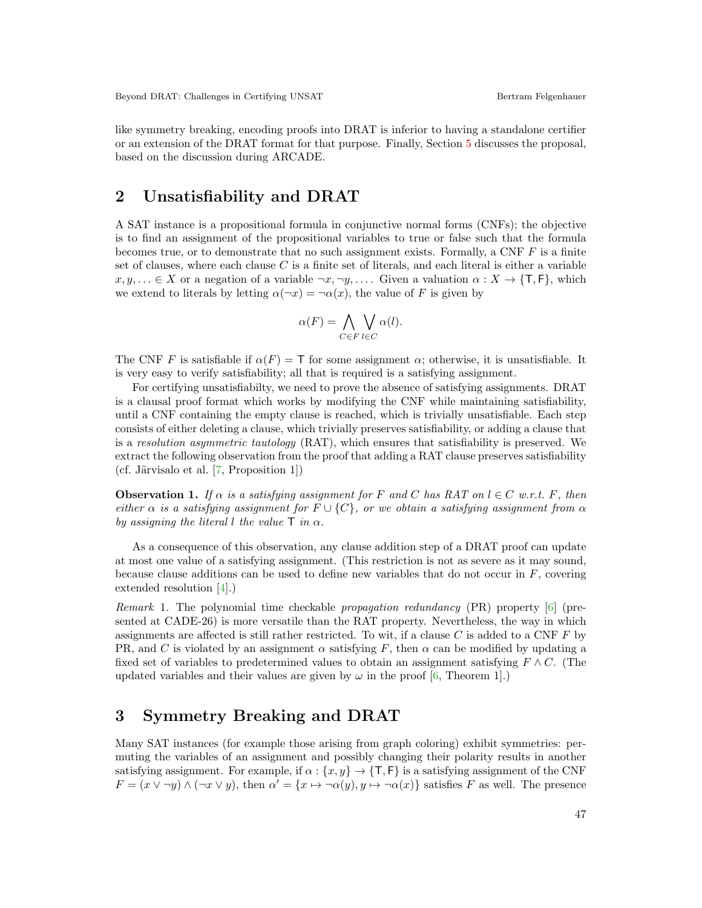like symmetry breaking, encoding proofs into DRAT is inferior to having a standalone certifier or an extension of the DRAT format for that purpose. Finally, Section 5 discusses the proposal, based on the discussion during ARCADE.

## 2 Unsatisfiability and DRAT

A SAT instance is a propositional formula in conjunctive normal forms (CNFs); the objective is to find an assignment of the propositional variables to true or false such that the formula becomes true, or to demonstrate that no such assignment exists. Formally, a CNF $F$ is a finite set of clauses, where each clause $C$ is a finite set of literals, and each literal is either a variable $x, y, \ldots \in X$ or a negation of a variable $\neg x, \neg y, \ldots$. Given a valuation $\alpha : X \to \{\mathsf{T}, \mathsf{F}\}$, which we extend to literals by letting $\alpha(\neg x) = \neg\alpha(x)$, the value of $F$ is given by

$$\alpha(F) = \bigwedge_{C \in F} \bigvee_{l \in C} \alpha(l).$$

The CNF $F$ is satisfiable if $\alpha(F) = \mathsf{T}$ for some assignment $\alpha$; otherwise, it is unsatisfiable. It is very easy to verify satisfiability; all that is required is a satisfying assignment.

For certifying unsatisfiabilty, we need to prove the absence of satisfying assignments. DRAT is a clausal proof format which works by modifying the CNF while maintaining satisfiability, until a CNF containing the empty clause is reached, which is trivially unsatisfiable. Each step consists of either deleting a clause, which trivially preserves satisfiability, or adding a clause that is a *resolution asymmetric tautology* (RAT), which ensures that satisfiability is preserved. We extract the following observation from the proof that adding a RAT clause preserves satisfiability (cf. Järvisalo et al. [7, Proposition 1])

**Observation 1.** *If $\alpha$ is a satisfying assignment for $F$ and $C$ has RAT on $l \in C$ w.r.t. $F$, then either $\alpha$ is a satisfying assignment for $F \cup \{C\}$, or we obtain a satisfying assignment from $\alpha$ by assigning the literal $l$ the value $\mathsf{T}$ in $\alpha$.*

As a consequence of this observation, any clause addition step of a DRAT proof can update at most one value of a satisfying assignment. (This restriction is not as severe as it may sound, because clause additions can be used to define new variables that do not occur in $F$, covering extended resolution [4].)

*Remark* 1. The polynomial time checkable *propagation redundancy* (PR) property [6] (presented at CADE-26) is more versatile than the RAT property. Nevertheless, the way in which assignments are affected is still rather restricted. To wit, if a clause $C$ is added to a CNF $F$ by PR, and $C$ is violated by an assignment $\alpha$ satisfying $F$, then $\alpha$ can be modified by updating a fixed set of variables to predetermined values to obtain an assignment satisfying $F \wedge C$. (The updated variables and their values are given by $\omega$ in the proof [6, Theorem 1].)

## 3 Symmetry Breaking and DRAT

Many SAT instances (for example those arising from graph coloring) exhibit symmetries: permuting the variables of an assignment and possibly changing their polarity results in another satisfying assignment. For example, if $\alpha : \{x, y\} \to \{\mathsf{T}, \mathsf{F}\}$ is a satisfying assignment of the CNF $F = (x \vee \neg y) \wedge (\neg x \vee y)$, then $\alpha' = \{x \mapsto \neg\alpha(y), y \mapsto \neg\alpha(x)\}$ satisfies $F$ as well. The presence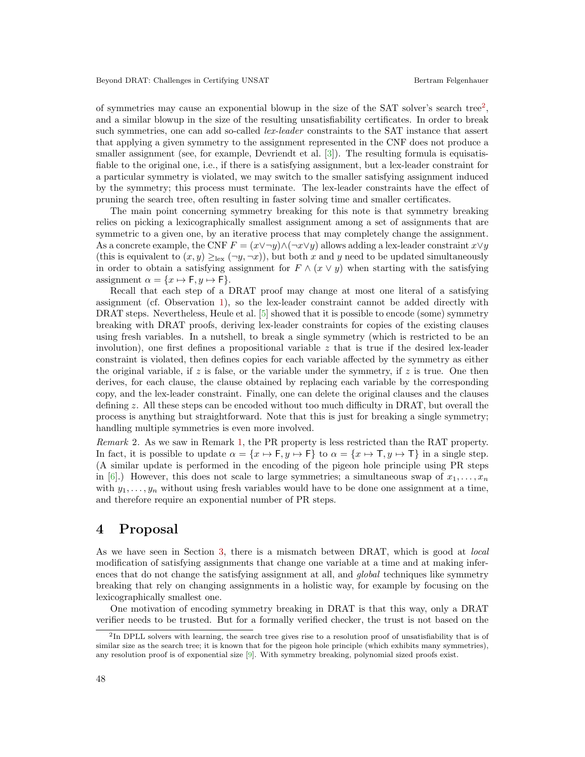of symmetries may cause an exponential blowup in the size of the SAT solver's search tree[2], and a similar blowup in the size of the resulting unsatisfiability certificates. In order to break such symmetries, one can add so-called *lex-leader* constraints to the SAT instance that assert that applying a given symmetry to the assignment represented in the CNF does not produce a smaller assignment (see, for example, Devriendt et al. [3]). The resulting formula is equisatisfiable to the original one, i.e., if there is a satisfying assignment, but a lex-leader constraint for a particular symmetry is violated, we may switch to the smaller satisfying assignment induced by the symmetry; this process must terminate. The lex-leader constraints have the effect of pruning the search tree, often resulting in faster solving time and smaller certificates.

The main point concerning symmetry breaking for this note is that symmetry breaking relies on picking a lexicographically smallest assignment among a set of assignments that are symmetric to a given one, by an iterative process that may completely change the assignment. As a concrete example, the CNF $F = (x \vee \neg y) \wedge (\neg x \vee y)$ allows adding a lex-leader constraint $x \vee y$ (this is equivalent to $(x, y) \geq_{\text{lex}} (\neg y, \neg x)$), but both $x$ and $y$ need to be updated simultaneously in order to obtain a satisfying assignment for $F \wedge (x \vee y)$ when starting with the satisfying assignment $\alpha = \{x \mapsto \mathsf{F}, y \mapsto \mathsf{F}\}$.

Recall that each step of a DRAT proof may change at most one literal of a satisfying assignment (cf. Observation 1), so the lex-leader constraint cannot be added directly with DRAT steps. Nevertheless, Heule et al. [5] showed that it is possible to encode (some) symmetry breaking with DRAT proofs, deriving lex-leader constraints for copies of the existing clauses using fresh variables. In a nutshell, to break a single symmetry (which is restricted to be an involution), one first defines a propositional variable $z$ that is true if the desired lex-leader constraint is violated, then defines copies for each variable affected by the symmetry as either the original variable, if $z$ is false, or the variable under the symmetry, if $z$ is true. One then derives, for each clause, the clause obtained by replacing each variable by the corresponding copy, and the lex-leader constraint. Finally, one can delete the original clauses and the clauses defining $z$. All these steps can be encoded without too much difficulty in DRAT, but overall the process is anything but straightforward. Note that this is just for breaking a single symmetry; handling multiple symmetries is even more involved.

*Remark* 2. As we saw in Remark 1, the PR property is less restricted than the RAT property. In fact, it is possible to update $\alpha = \{x \mapsto \mathsf{F}, y \mapsto \mathsf{F}\}$ to $\alpha = \{x \mapsto \mathsf{T}, y \mapsto \mathsf{T}\}$ in a single step. (A similar update is performed in the encoding of the pigeon hole principle using PR steps in [6].) However, this does not scale to large symmetries; a simultaneous swap of $x_1, \ldots, x_n$ with $y_1, \ldots, y_n$ without using fresh variables would have to be done one assignment at a time, and therefore require an exponential number of PR steps.

# 4 Proposal

As we have seen in Section 3, there is a mismatch between DRAT, which is good at *local* modification of satisfying assignments that change one variable at a time and at making inferences that do not change the satisfying assignment at all, and *global* techniques like symmetry breaking that rely on changing assignments in a holistic way, for example by focusing on the lexicographically smallest one.

One motivation of encoding symmetry breaking in DRAT is that this way, only a DRAT verifier needs to be trusted. But for a formally verified checker, the trust is not based on the

[2] In DPLL solvers with learning, the search tree gives rise to a resolution proof of unsatisfiability that is of similar size as the search tree; it is known that for the pigeon hole principle (which exhibits many symmetries), any resolution proof is of exponential size [9]. With symmetry breaking, polynomial sized proofs exist.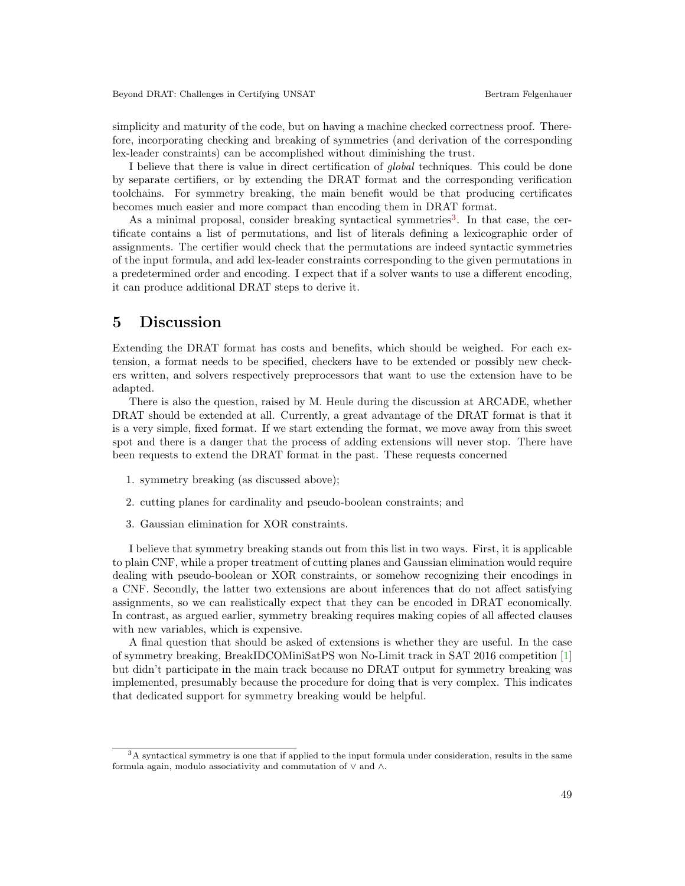simplicity and maturity of the code, but on having a machine checked correctness proof. Therefore, incorporating checking and breaking of symmetries (and derivation of the corresponding lex-leader constraints) can be accomplished without diminishing the trust.

I believe that there is value in direct certification of *global* techniques. This could be done by separate certifiers, or by extending the DRAT format and the corresponding verification toolchains. For symmetry breaking, the main benefit would be that producing certificates becomes much easier and more compact than encoding them in DRAT format.

As a minimal proposal, consider breaking syntactical symmetries[3]. In that case, the certificate contains a list of permutations, and list of literals defining a lexicographic order of assignments. The certifier would check that the permutations are indeed syntactic symmetries of the input formula, and add lex-leader constraints corresponding to the given permutations in a predetermined order and encoding. I expect that if a solver wants to use a different encoding, it can produce additional DRAT steps to derive it.

# 5 Discussion

Extending the DRAT format has costs and benefits, which should be weighed. For each extension, a format needs to be specified, checkers have to be extended or possibly new checkers written, and solvers respectively preprocessors that want to use the extension have to be adapted.

There is also the question, raised by M. Heule during the discussion at ARCADE, whether DRAT should be extended at all. Currently, a great advantage of the DRAT format is that it is a very simple, fixed format. If we start extending the format, we move away from this sweet spot and there is a danger that the process of adding extensions will never stop. There have been requests to extend the DRAT format in the past. These requests concerned

1. symmetry breaking (as discussed above);
2. cutting planes for cardinality and pseudo-boolean constraints; and
3. Gaussian elimination for XOR constraints.

I believe that symmetry breaking stands out from this list in two ways. First, it is applicable to plain CNF, while a proper treatment of cutting planes and Gaussian elimination would require dealing with pseudo-boolean or XOR constraints, or somehow recognizing their encodings in a CNF. Secondly, the latter two extensions are about inferences that do not affect satisfying assignments, so we can realistically expect that they can be encoded in DRAT economically. In contrast, as argued earlier, symmetry breaking requires making copies of all affected clauses with new variables, which is expensive.

A final question that should be asked of extensions is whether they are useful. In the case of symmetry breaking, BreakIDCOMiniSatPS won No-Limit track in SAT 2016 competition [1] but didn't participate in the main track because no DRAT output for symmetry breaking was implemented, presumably because the procedure for doing that is very complex. This indicates that dedicated support for symmetry breaking would be helpful.

[3] A syntactical symmetry is one that if applied to the input formula under consideration, results in the same formula again, modulo associativity and commutation of $\vee$ and $\wedge$.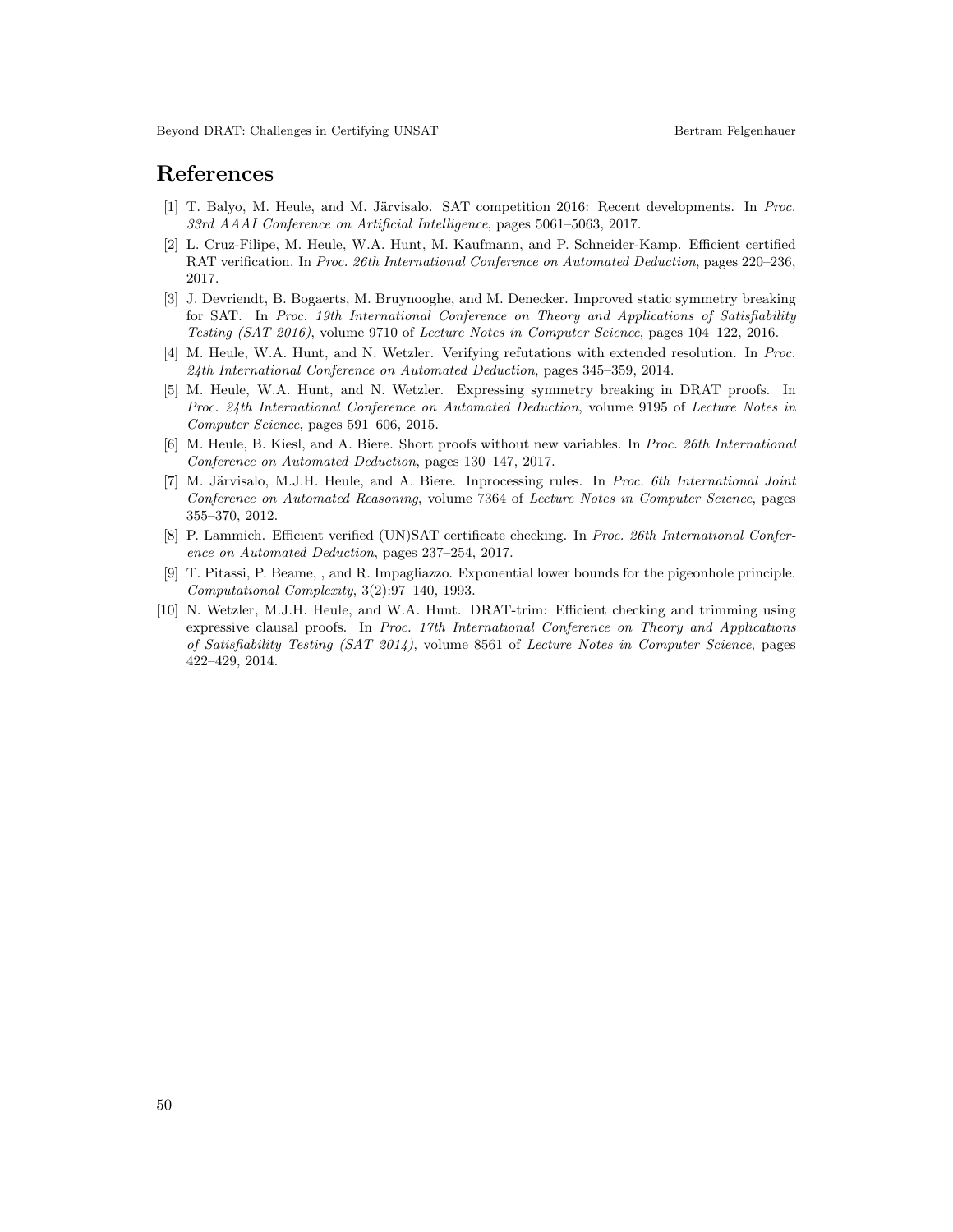## References

[1] T. Balyo, M. Heule, and M. Järvisalo. SAT competition 2016: Recent developments. In *Proc. 33rd AAAI Conference on Artificial Intelligence*, pages 5061–5063, 2017.

[2] L. Cruz-Filipe, M. Heule, W.A. Hunt, M. Kaufmann, and P. Schneider-Kamp. Efficient certified RAT verification. In *Proc. 26th International Conference on Automated Deduction*, pages 220–236, 2017.

[3] J. Devriendt, B. Bogaerts, M. Bruynooghe, and M. Denecker. Improved static symmetry breaking for SAT. In *Proc. 19th International Conference on Theory and Applications of Satisfiability Testing (SAT 2016)*, volume 9710 of *Lecture Notes in Computer Science*, pages 104–122, 2016.

[4] M. Heule, W.A. Hunt, and N. Wetzler. Verifying refutations with extended resolution. In *Proc. 24th International Conference on Automated Deduction*, pages 345–359, 2014.

[5] M. Heule, W.A. Hunt, and N. Wetzler. Expressing symmetry breaking in DRAT proofs. In *Proc. 24th International Conference on Automated Deduction*, volume 9195 of *Lecture Notes in Computer Science*, pages 591–606, 2015.

[6] M. Heule, B. Kiesl, and A. Biere. Short proofs without new variables. In *Proc. 26th International Conference on Automated Deduction*, pages 130–147, 2017.

[7] M. Järvisalo, M.J.H. Heule, and A. Biere. Inprocessing rules. In *Proc. 6th International Joint Conference on Automated Reasoning*, volume 7364 of *Lecture Notes in Computer Science*, pages 355–370, 2012.

[8] P. Lammich. Efficient verified (UN)SAT certificate checking. In *Proc. 26th International Conference on Automated Deduction*, pages 237–254, 2017.

[9] T. Pitassi, P. Beame, , and R. Impagliazzo. Exponential lower bounds for the pigeonhole principle. *Computational Complexity*, 3(2):97–140, 1993.

[10] N. Wetzler, M.J.H. Heule, and W.A. Hunt. DRAT-trim: Efficient checking and trimming using expressive clausal proofs. In *Proc. 17th International Conference on Theory and Applications of Satisfiability Testing (SAT 2014)*, volume 8561 of *Lecture Notes in Computer Science*, pages 422–429, 2014.